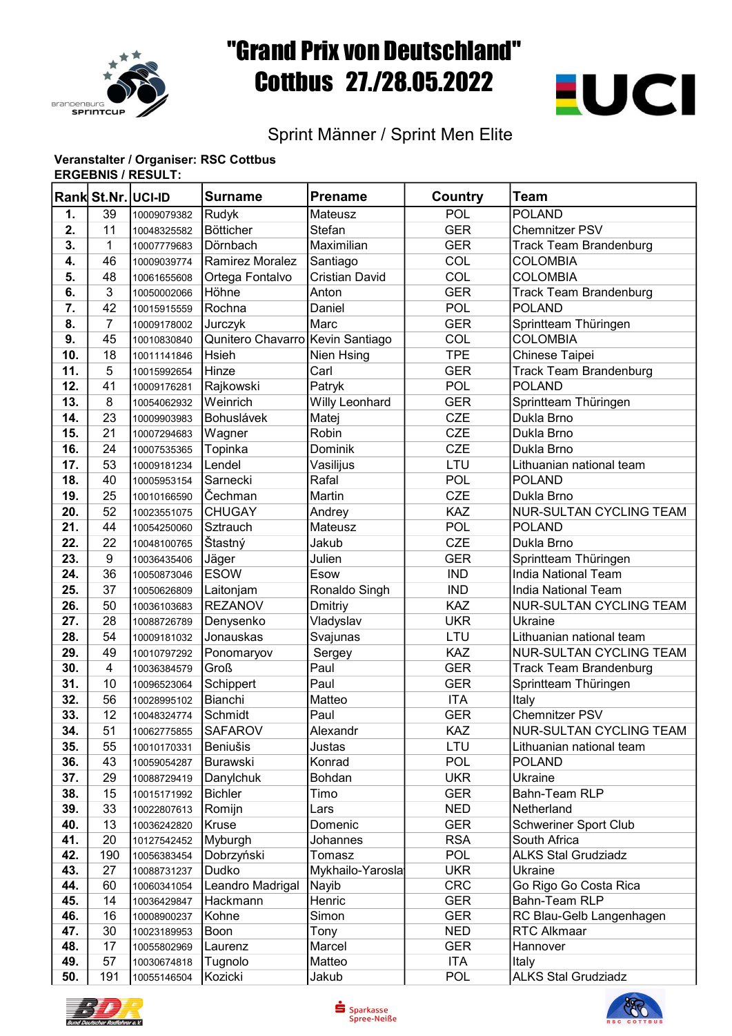# "Grand Prix von Deutschland"

# Cottbus 27./28.05.2022

## Sprint Männer / Sprint Men Elite

**Veranstalter / Organiser: RSC Cottbus**

**ERGEBNIS / RESULT:**

| Rank | St.Nr. | UCI-ID | Surname | Prename | Country | Team |
|---|---|---|---|---|---|---|
| 1. | 39 | 10009079382 | Rudyk | Mateusz | POL | POLAND |
| 2. | 11 | 10048325582 | Bötticher | Stefan | GER | Chemnitzer PSV |
| 3. | 1 | 10007779683 | Dörnbach | Maximilian | GER | Track Team Brandenburg |
| 4. | 46 | 10009039774 | Ramirez Moralez | Santiago | COL | COLOMBIA |
| 5. | 48 | 10061655608 | Ortega Fontalvo | Cristian David | COL | COLOMBIA |
| 6. | 3 | 10050002066 | Höhne | Anton | GER | Track Team Brandenburg |
| 7. | 42 | 10015915559 | Rochna | Daniel | POL | POLAND |
| 8. | 7 | 10009178002 | Jurczyk | Marc | GER | Sprintteam Thüringen |
| 9. | 45 | 10010830840 | Qunitero Chavarro | Kevin Santiago | COL | COLOMBIA |
| 10. | 18 | 10011141846 | Hsieh | Nien Hsing | TPE | Chinese Taipei |
| 11. | 5 | 10015992654 | Hinze | Carl | GER | Track Team Brandenburg |
| 12. | 41 | 10009176281 | Rajkowski | Patryk | POL | POLAND |
| 13. | 8 | 10054062932 | Weinrich | Willy Leonhard | GER | Sprintteam Thüringen |
| 14. | 23 | 10009903983 | Bohuslávek | Matej | CZE | Dukla Brno |
| 15. | 21 | 10007294683 | Wagner | Robin | CZE | Dukla Brno |
| 16. | 24 | 10007535365 | Topinka | Dominik | CZE | Dukla Brno |
| 17. | 53 | 10009181234 | Lendel | Vasilijus | LTU | Lithuanian national team |
| 18. | 40 | 10005953154 | Sarnecki | Rafal | POL | POLAND |
| 19. | 25 | 10010166590 | Čechman | Martin | CZE | Dukla Brno |
| 20. | 52 | 10023551075 | CHUGAY | Andrey | KAZ | NUR-SULTAN CYCLING TEAM |
| 21. | 44 | 10054250060 | Sztrauch | Mateusz | POL | POLAND |
| 22. | 22 | 10048100765 | Šťastný | Jakub | CZE | Dukla Brno |
| 23. | 9 | 10036435406 | Jäger | Julien | GER | Sprintteam Thüringen |
| 24. | 36 | 10050873046 | ESOW | Esow | IND | India National Team |
| 25. | 37 | 10050626809 | Laitonjam | Ronaldo Singh | IND | India National Team |
| 26. | 50 | 10036103683 | REZANOV | Dmitriy | KAZ | NUR-SULTAN CYCLING TEAM |
| 27. | 28 | 10088726789 | Denysenko | Vladyslav | UKR | Ukraine |
| 28. | 54 | 10009181032 | Jonauskas | Svajunas | LTU | Lithuanian national team |
| 29. | 49 | 10010797292 | Ponomaryov | Sergey | KAZ | NUR-SULTAN CYCLING TEAM |
| 30. | 4 | 10036384579 | Groß | Paul | GER | Track Team Brandenburg |
| 31. | 10 | 10096523064 | Schippert | Paul | GER | Sprintteam Thüringen |
| 32. | 56 | 10028995102 | Bianchi | Matteo | ITA | Italy |
| 33. | 12 | 10048324774 | Schmidt | Paul | GER | Chemnitzer PSV |
| 34. | 51 | 10062775855 | SAFAROV | Alexandr | KAZ | NUR-SULTAN CYCLING TEAM |
| 35. | 55 | 10010170331 | Beniušis | Justas | LTU | Lithuanian national team |
| 36. | 43 | 10059054287 | Burawski | Konrad | POL | POLAND |
| 37. | 29 | 10088729419 | Danylchuk | Bohdan | UKR | Ukraine |
| 38. | 15 | 10015171992 | Bichler | Timo | GER | Bahn-Team RLP |
| 39. | 33 | 10022807613 | Romijn | Lars | NED | Netherland |
| 40. | 13 | 10036242820 | Kruse | Domenic | GER | Schweriner Sport Club |
| 41. | 20 | 10127542452 | Myburgh | Johannes | RSA | South Africa |
| 42. | 190 | 10056383454 | Dobrzyński | Tomasz | POL | ALKS Stal Grudziadz |
| 43. | 27 | 10088731237 | Dudko | Mykhailo-Yarosla | UKR | Ukraine |
| 44. | 60 | 10060341054 | Leandro Madrigal | Nayib | CRC | Go Rigo Go Costa Rica |
| 45. | 14 | 10036429847 | Hackmann | Henric | GER | Bahn-Team RLP |
| 46. | 16 | 10008900237 | Kohne | Simon | GER | RC Blau-Gelb Langenhagen |
| 47. | 30 | 10023189953 | Boon | Tony | NED | RTC Alkmaar |
| 48. | 17 | 10055802969 | Laurenz | Marcel | GER | Hannover |
| 49. | 57 | 10030674818 | Tugnolo | Matteo | ITA | Italy |
| 50. | 191 | 10055146504 | Kozicki | Jakub | POL | ALKS Stal Grudziadz |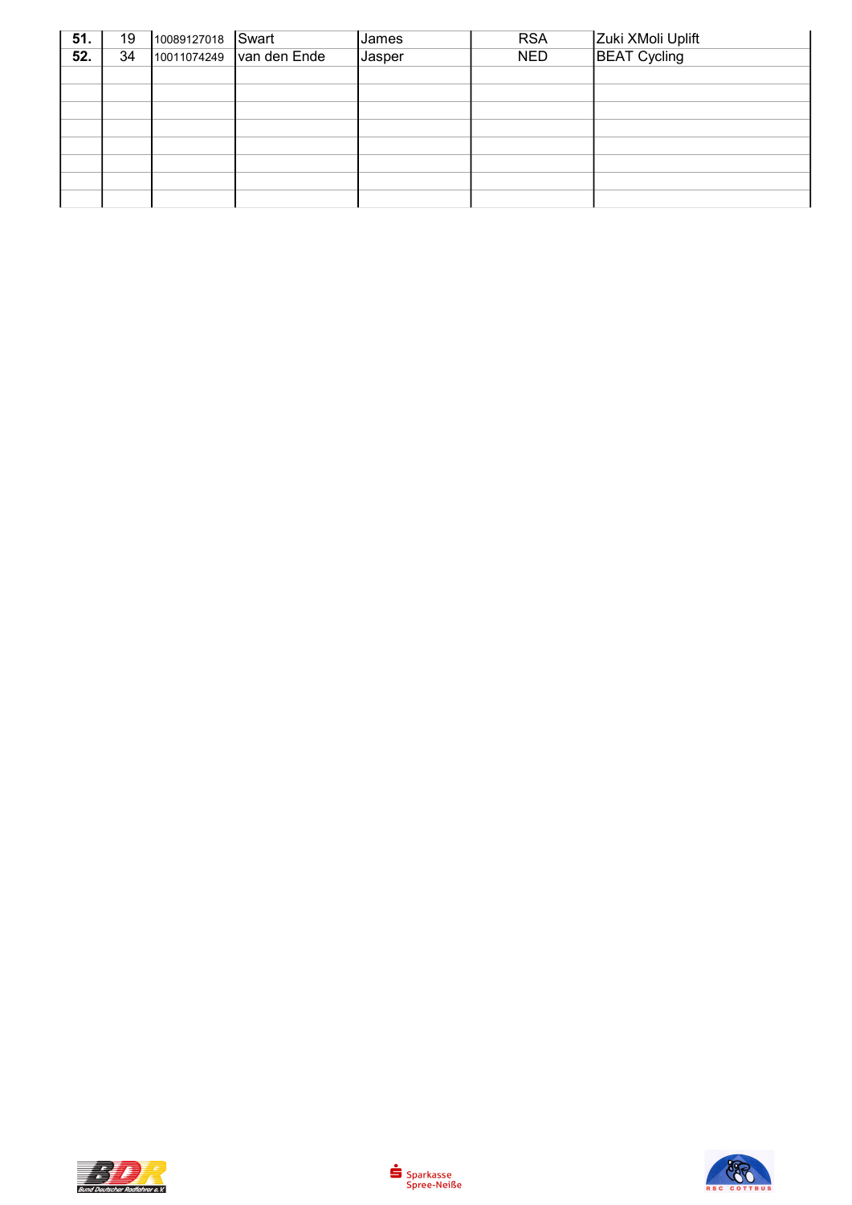| | | | | | | |
|---|---|---|---|---|---|---|
| **51.** | 19 | 10089127018 | Swart | James | RSA | Zuki XMoli Uplift |
| **52.** | 34 | 10011074249 | van den Ende | Jasper | NED | BEAT Cycling |
| | | | | | | |
| | | | | | | |
| | | | | | | |
| | | | | | | |
| | | | | | | |
| | | | | | | |
| | | | | | | |
| | | | | | | |

Sparkasse Spree-Neiße